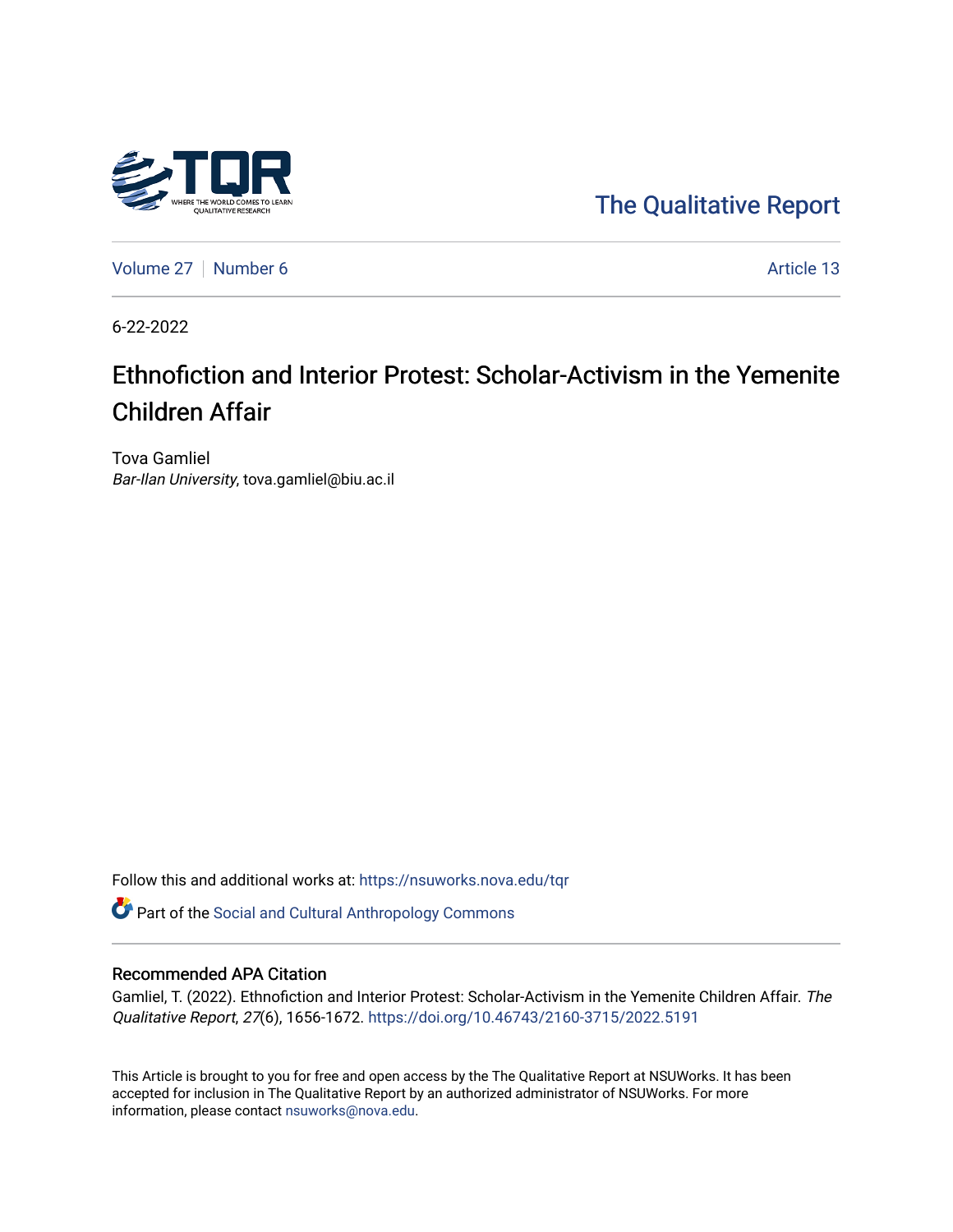The Qualitative Report

Volume 27 | Number 6 | Article 13

6-22-2022

# Ethnofiction and Interior Protest: Scholar-Activism in the Yemenite Children Affair

Tova Gamliel
*Bar-Ilan University*, tova.gamliel@biu.ac.il

Follow this and additional works at: https://nsuworks.nova.edu/tqr

Part of the Social and Cultural Anthropology Commons

## Recommended APA Citation

Gamliel, T. (2022). Ethnofiction and Interior Protest: Scholar-Activism in the Yemenite Children Affair. *The Qualitative Report*, *27*(6), 1656-1672. https://doi.org/10.46743/2160-3715/2022.5191

This Article is brought to you for free and open access by the The Qualitative Report at NSUWorks. It has been accepted for inclusion in The Qualitative Report by an authorized administrator of NSUWorks. For more information, please contact nsuworks@nova.edu.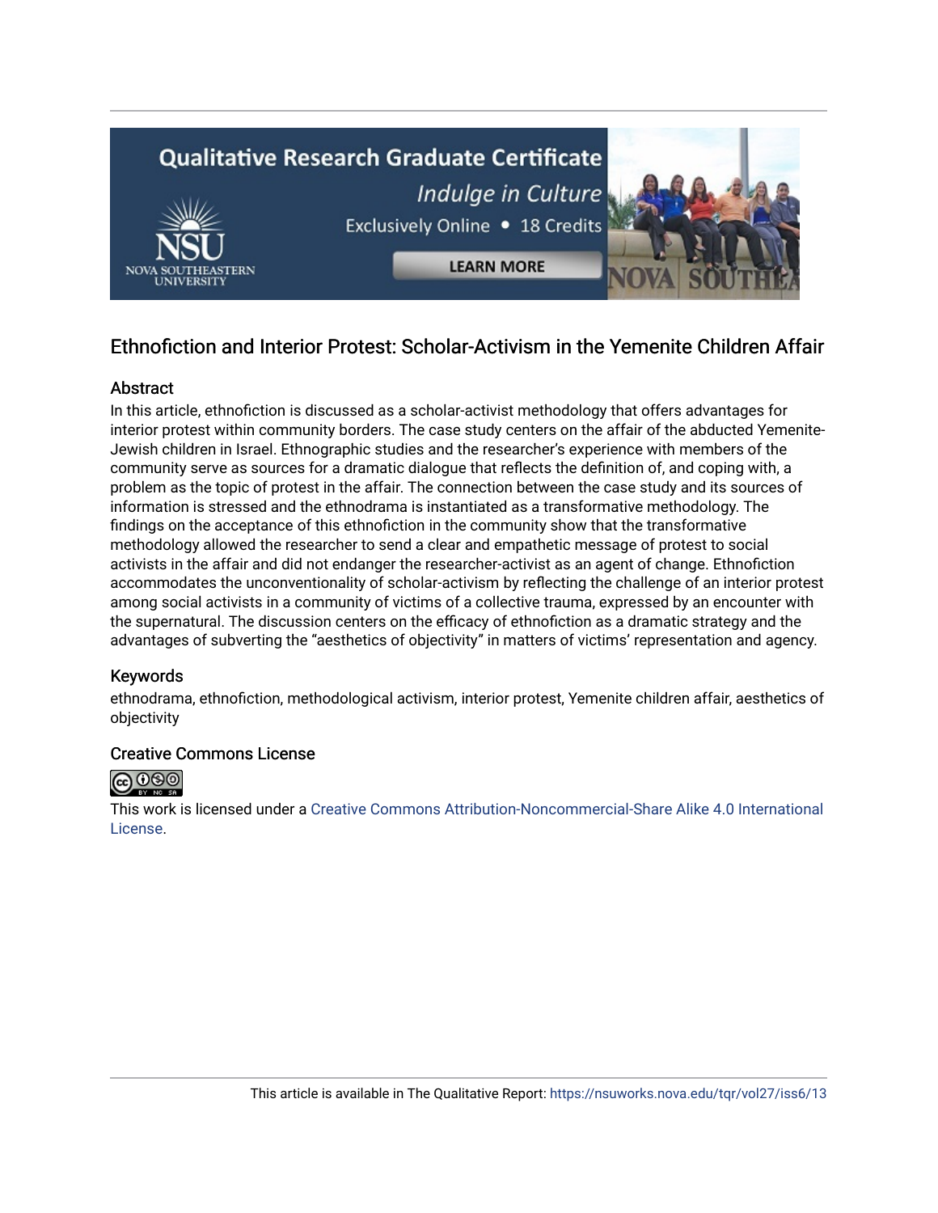## Ethnofiction and Interior Protest: Scholar-Activism in the Yemenite Children Affair

### Abstract

In this article, ethnofiction is discussed as a scholar-activist methodology that offers advantages for interior protest within community borders. The case study centers on the affair of the abducted Yemenite-Jewish children in Israel. Ethnographic studies and the researcher's experience with members of the community serve as sources for a dramatic dialogue that reflects the definition of, and coping with, a problem as the topic of protest in the affair. The connection between the case study and its sources of information is stressed and the ethnodrama is instantiated as a transformative methodology. The findings on the acceptance of this ethnofiction in the community show that the transformative methodology allowed the researcher to send a clear and empathetic message of protest to social activists in the affair and did not endanger the researcher-activist as an agent of change. Ethnofiction accommodates the unconventionality of scholar-activism by reflecting the challenge of an interior protest among social activists in a community of victims of a collective trauma, expressed by an encounter with the supernatural. The discussion centers on the efficacy of ethnofiction as a dramatic strategy and the advantages of subverting the "aesthetics of objectivity" in matters of victims' representation and agency.

### Keywords

ethnodrama, ethnofiction, methodological activism, interior protest, Yemenite children affair, aesthetics of objectivity

### Creative Commons License

This work is licensed under a Creative Commons Attribution-Noncommercial-Share Alike 4.0 International License.

This article is available in The Qualitative Report: https://nsuworks.nova.edu/tqr/vol27/iss6/13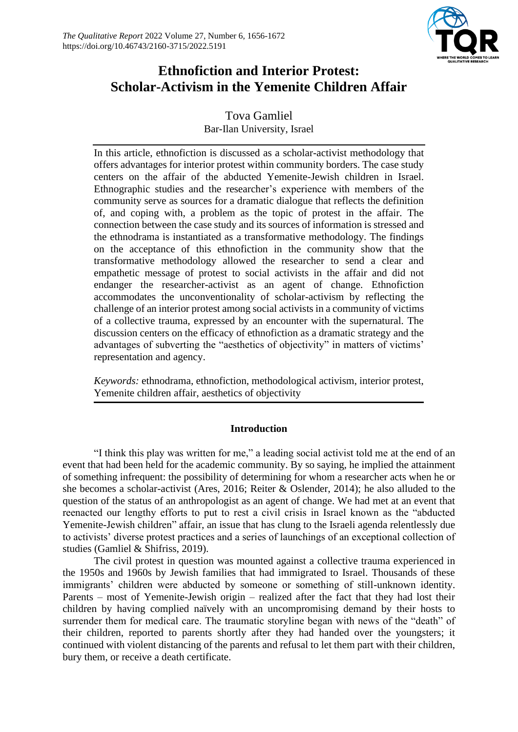# Ethnofiction and Interior Protest: Scholar-Activism in the Yemenite Children Affair

Tova Gamliel
Bar-Ilan University, Israel

In this article, ethnofiction is discussed as a scholar-activist methodology that offers advantages for interior protest within community borders. The case study centers on the affair of the abducted Yemenite-Jewish children in Israel. Ethnographic studies and the researcher's experience with members of the community serve as sources for a dramatic dialogue that reflects the definition of, and coping with, a problem as the topic of protest in the affair. The connection between the case study and its sources of information is stressed and the ethnodrama is instantiated as a transformative methodology. The findings on the acceptance of this ethnofiction in the community show that the transformative methodology allowed the researcher to send a clear and empathetic message of protest to social activists in the affair and did not endanger the researcher-activist as an agent of change. Ethnofiction accommodates the unconventionality of scholar-activism by reflecting the challenge of an interior protest among social activists in a community of victims of a collective trauma, expressed by an encounter with the supernatural. The discussion centers on the efficacy of ethnofiction as a dramatic strategy and the advantages of subverting the "aesthetics of objectivity" in matters of victims' representation and agency.

*Keywords:* ethnodrama, ethnofiction, methodological activism, interior protest, Yemenite children affair, aesthetics of objectivity

## Introduction

"I think this play was written for me," a leading social activist told me at the end of an event that had been held for the academic community. By so saying, he implied the attainment of something infrequent: the possibility of determining for whom a researcher acts when he or she becomes a scholar-activist (Ares, 2016; Reiter & Oslender, 2014); he also alluded to the question of the status of an anthropologist as an agent of change. We had met at an event that reenacted our lengthy efforts to put to rest a civil crisis in Israel known as the "abducted Yemenite-Jewish children" affair, an issue that has clung to the Israeli agenda relentlessly due to activists' diverse protest practices and a series of launchings of an exceptional collection of studies (Gamliel & Shifriss, 2019).

The civil protest in question was mounted against a collective trauma experienced in the 1950s and 1960s by Jewish families that had immigrated to Israel. Thousands of these immigrants' children were abducted by someone or something of still-unknown identity. Parents – most of Yemenite-Jewish origin – realized after the fact that they had lost their children by having complied naïvely with an uncompromising demand by their hosts to surrender them for medical care. The traumatic storyline began with news of the "death" of their children, reported to parents shortly after they had handed over the youngsters; it continued with violent distancing of the parents and refusal to let them part with their children, bury them, or receive a death certificate.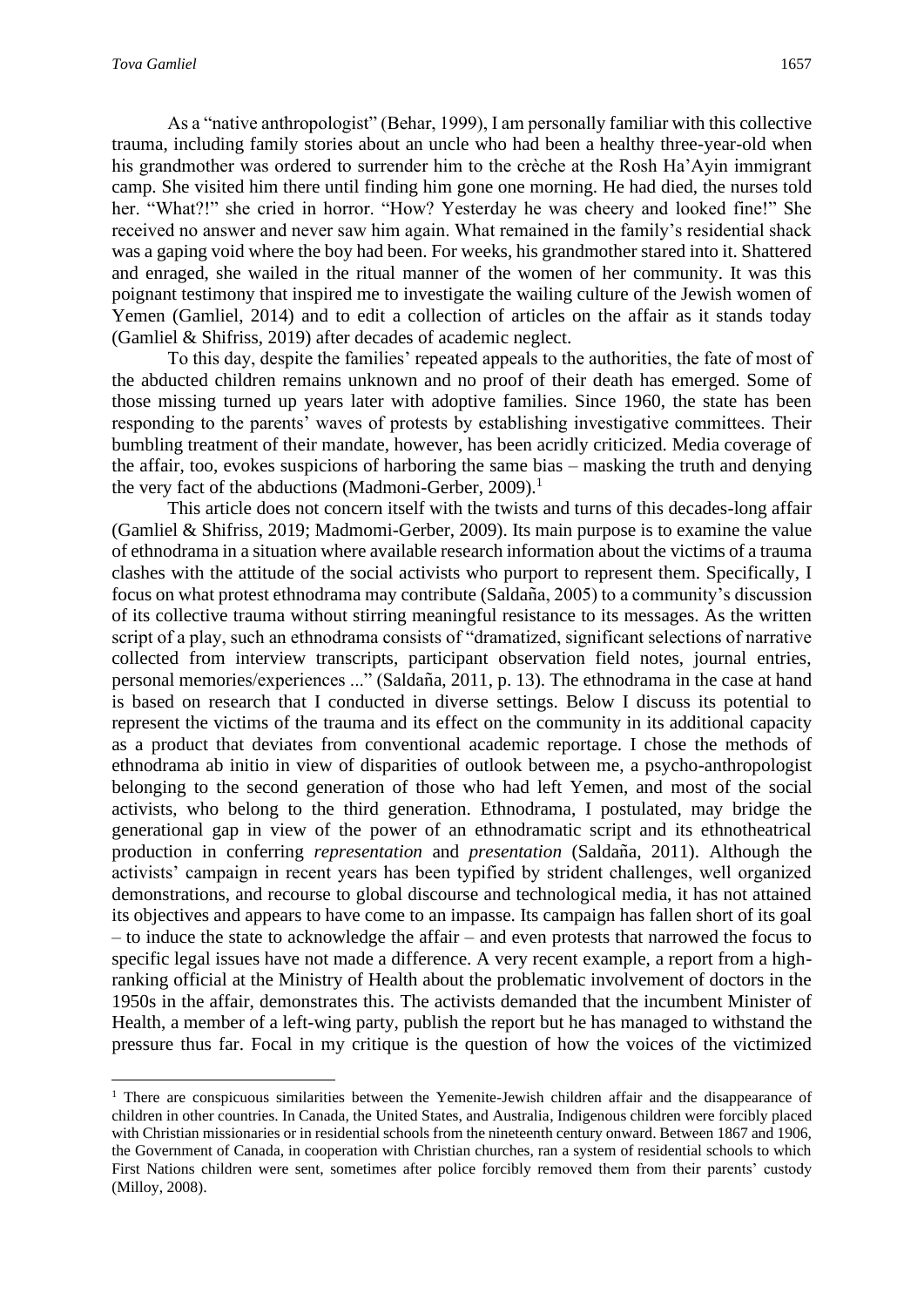As a "native anthropologist" (Behar, 1999), I am personally familiar with this collective trauma, including family stories about an uncle who had been a healthy three-year-old when his grandmother was ordered to surrender him to the crèche at the Rosh Ha'Ayin immigrant camp. She visited him there until finding him gone one morning. He had died, the nurses told her. "What?!" she cried in horror. "How? Yesterday he was cheery and looked fine!" She received no answer and never saw him again. What remained in the family's residential shack was a gaping void where the boy had been. For weeks, his grandmother stared into it. Shattered and enraged, she wailed in the ritual manner of the women of her community. It was this poignant testimony that inspired me to investigate the wailing culture of the Jewish women of Yemen (Gamliel, 2014) and to edit a collection of articles on the affair as it stands today (Gamliel & Shifriss, 2019) after decades of academic neglect.

To this day, despite the families' repeated appeals to the authorities, the fate of most of the abducted children remains unknown and no proof of their death has emerged. Some of those missing turned up years later with adoptive families. Since 1960, the state has been responding to the parents' waves of protests by establishing investigative committees. Their bumbling treatment of their mandate, however, has been acridly criticized. Media coverage of the affair, too, evokes suspicions of harboring the same bias – masking the truth and denying the very fact of the abductions (Madmoni-Gerber, 2009).[1]

This article does not concern itself with the twists and turns of this decades-long affair (Gamliel & Shifriss, 2019; Madmomi-Gerber, 2009). Its main purpose is to examine the value of ethnodrama in a situation where available research information about the victims of a trauma clashes with the attitude of the social activists who purport to represent them. Specifically, I focus on what protest ethnodrama may contribute (Saldaña, 2005) to a community's discussion of its collective trauma without stirring meaningful resistance to its messages. As the written script of a play, such an ethnodrama consists of "dramatized, significant selections of narrative collected from interview transcripts, participant observation field notes, journal entries, personal memories/experiences ..." (Saldaña, 2011, p. 13). The ethnodrama in the case at hand is based on research that I conducted in diverse settings. Below I discuss its potential to represent the victims of the trauma and its effect on the community in its additional capacity as a product that deviates from conventional academic reportage. I chose the methods of ethnodrama ab initio in view of disparities of outlook between me, a psycho-anthropologist belonging to the second generation of those who had left Yemen, and most of the social activists, who belong to the third generation. Ethnodrama, I postulated, may bridge the generational gap in view of the power of an ethnodramatic script and its ethnotheatrical production in conferring *representation* and *presentation* (Saldaña, 2011). Although the activists' campaign in recent years has been typified by strident challenges, well organized demonstrations, and recourse to global discourse and technological media, it has not attained its objectives and appears to have come to an impasse. Its campaign has fallen short of its goal – to induce the state to acknowledge the affair – and even protests that narrowed the focus to specific legal issues have not made a difference. A very recent example, a report from a high-ranking official at the Ministry of Health about the problematic involvement of doctors in the 1950s in the affair, demonstrates this. The activists demanded that the incumbent Minister of Health, a member of a left-wing party, publish the report but he has managed to withstand the pressure thus far. Focal in my critique is the question of how the voices of the victimized

---

[1] There are conspicuous similarities between the Yemenite-Jewish children affair and the disappearance of children in other countries. In Canada, the United States, and Australia, Indigenous children were forcibly placed with Christian missionaries or in residential schools from the nineteenth century onward. Between 1867 and 1906, the Government of Canada, in cooperation with Christian churches, ran a system of residential schools to which First Nations children were sent, sometimes after police forcibly removed them from their parents' custody (Milloy, 2008).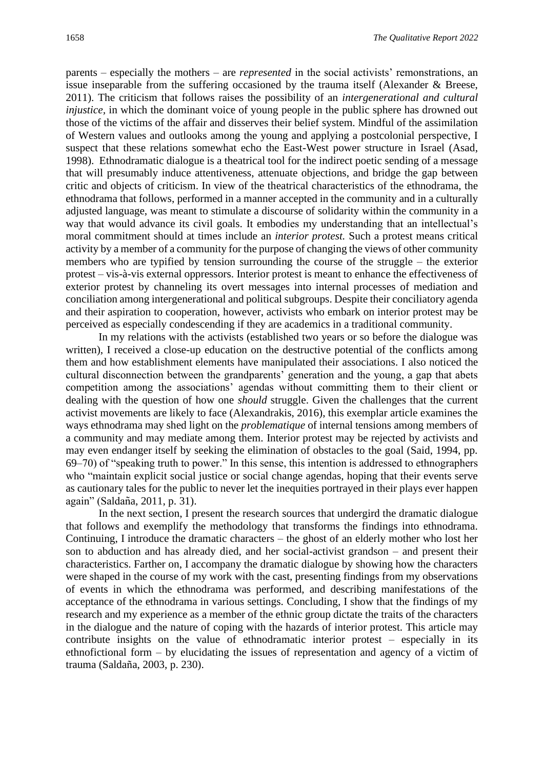parents – especially the mothers – are *represented* in the social activists' remonstrations, an issue inseparable from the suffering occasioned by the trauma itself (Alexander & Breese, 2011). The criticism that follows raises the possibility of an *intergenerational and cultural injustice*, in which the dominant voice of young people in the public sphere has drowned out those of the victims of the affair and disserves their belief system. Mindful of the assimilation of Western values and outlooks among the young and applying a postcolonial perspective, I suspect that these relations somewhat echo the East-West power structure in Israel (Asad, 1998). Ethnodramatic dialogue is a theatrical tool for the indirect poetic sending of a message that will presumably induce attentiveness, attenuate objections, and bridge the gap between critic and objects of criticism. In view of the theatrical characteristics of the ethnodrama, the ethnodrama that follows, performed in a manner accepted in the community and in a culturally adjusted language, was meant to stimulate a discourse of solidarity within the community in a way that would advance its civil goals. It embodies my understanding that an intellectual's moral commitment should at times include an *interior protest.* Such a protest means critical activity by a member of a community for the purpose of changing the views of other community members who are typified by tension surrounding the course of the struggle – the exterior protest – vis-à-vis external oppressors. Interior protest is meant to enhance the effectiveness of exterior protest by channeling its overt messages into internal processes of mediation and conciliation among intergenerational and political subgroups. Despite their conciliatory agenda and their aspiration to cooperation, however, activists who embark on interior protest may be perceived as especially condescending if they are academics in a traditional community.

In my relations with the activists (established two years or so before the dialogue was written), I received a close-up education on the destructive potential of the conflicts among them and how establishment elements have manipulated their associations. I also noticed the cultural disconnection between the grandparents' generation and the young, a gap that abets competition among the associations' agendas without committing them to their client or dealing with the question of how one *should* struggle. Given the challenges that the current activist movements are likely to face (Alexandrakis, 2016), this exemplar article examines the ways ethnodrama may shed light on the *problematique* of internal tensions among members of a community and may mediate among them. Interior protest may be rejected by activists and may even endanger itself by seeking the elimination of obstacles to the goal (Said, 1994, pp. 69–70) of "speaking truth to power." In this sense, this intention is addressed to ethnographers who "maintain explicit social justice or social change agendas, hoping that their events serve as cautionary tales for the public to never let the inequities portrayed in their plays ever happen again" (Saldaña, 2011, p. 31).

In the next section, I present the research sources that undergird the dramatic dialogue that follows and exemplify the methodology that transforms the findings into ethnodrama. Continuing, I introduce the dramatic characters – the ghost of an elderly mother who lost her son to abduction and has already died, and her social-activist grandson – and present their characteristics. Farther on, I accompany the dramatic dialogue by showing how the characters were shaped in the course of my work with the cast, presenting findings from my observations of events in which the ethnodrama was performed, and describing manifestations of the acceptance of the ethnodrama in various settings. Concluding, I show that the findings of my research and my experience as a member of the ethnic group dictate the traits of the characters in the dialogue and the nature of coping with the hazards of interior protest. This article may contribute insights on the value of ethnodramatic interior protest – especially in its ethnofictional form – by elucidating the issues of representation and agency of a victim of trauma (Saldaña, 2003, p. 230).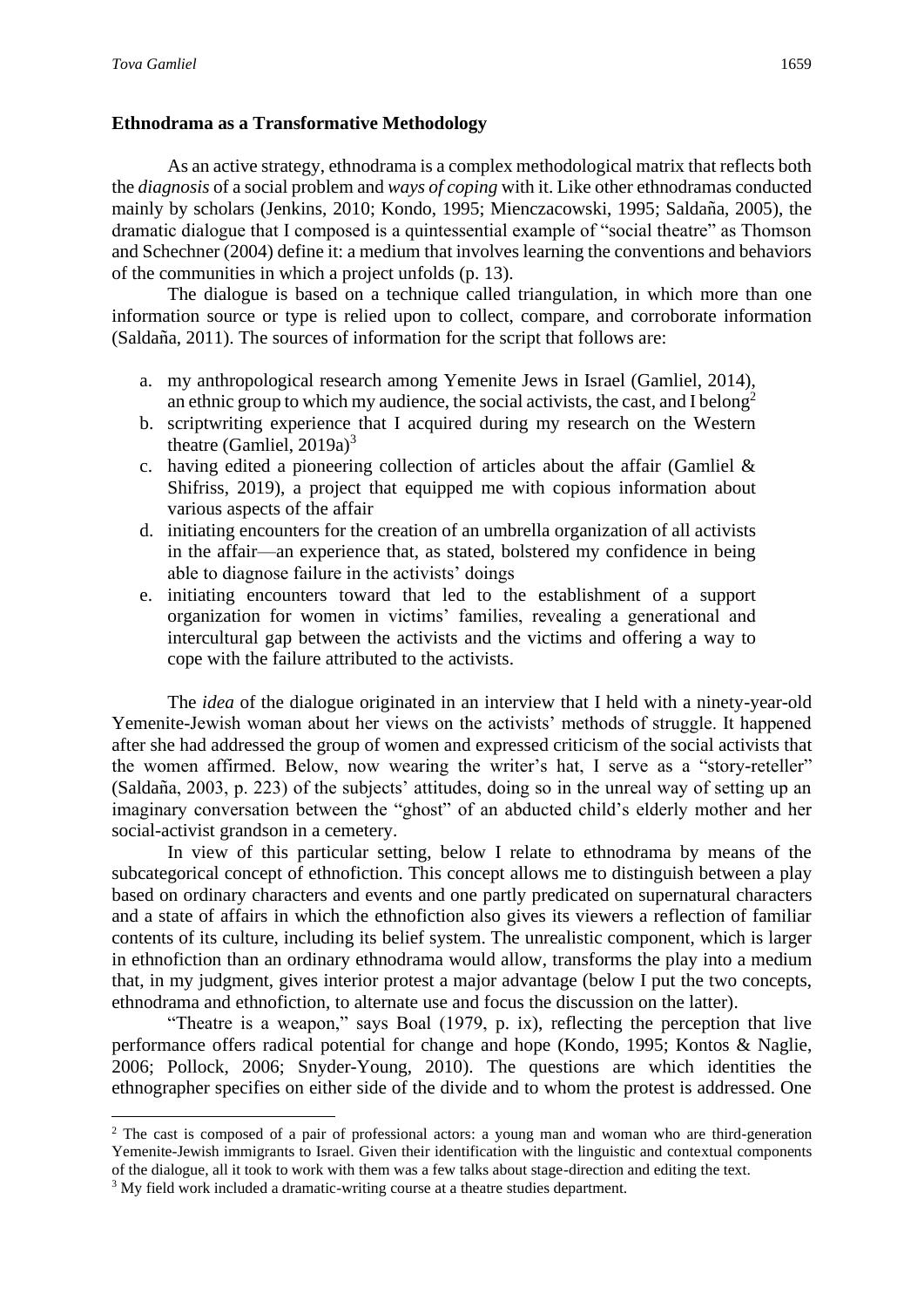## Ethnodrama as a Transformative Methodology

As an active strategy, ethnodrama is a complex methodological matrix that reflects both the *diagnosis* of a social problem and *ways of coping* with it. Like other ethnodramas conducted mainly by scholars (Jenkins, 2010; Kondo, 1995; Mienczacowski, 1995; Saldaña, 2005), the dramatic dialogue that I composed is a quintessential example of "social theatre" as Thomson and Schechner (2004) define it: a medium that involves learning the conventions and behaviors of the communities in which a project unfolds (p. 13).

The dialogue is based on a technique called triangulation, in which more than one information source or type is relied upon to collect, compare, and corroborate information (Saldaña, 2011). The sources of information for the script that follows are:

a. my anthropological research among Yemenite Jews in Israel (Gamliel, 2014), an ethnic group to which my audience, the social activists, the cast, and I belong[2]
b. scriptwriting experience that I acquired during my research on the Western theatre (Gamliel, 2019a)[3]
c. having edited a pioneering collection of articles about the affair (Gamliel & Shifriss, 2019), a project that equipped me with copious information about various aspects of the affair
d. initiating encounters for the creation of an umbrella organization of all activists in the affair—an experience that, as stated, bolstered my confidence in being able to diagnose failure in the activists' doings
e. initiating encounters toward that led to the establishment of a support organization for women in victims' families, revealing a generational and intercultural gap between the activists and the victims and offering a way to cope with the failure attributed to the activists.

The *idea* of the dialogue originated in an interview that I held with a ninety-year-old Yemenite-Jewish woman about her views on the activists' methods of struggle. It happened after she had addressed the group of women and expressed criticism of the social activists that the women affirmed. Below, now wearing the writer's hat, I serve as a "story-reteller" (Saldaña, 2003, p. 223) of the subjects' attitudes, doing so in the unreal way of setting up an imaginary conversation between the "ghost" of an abducted child's elderly mother and her social-activist grandson in a cemetery.

In view of this particular setting, below I relate to ethnodrama by means of the subcategorical concept of ethnofiction. This concept allows me to distinguish between a play based on ordinary characters and events and one partly predicated on supernatural characters and a state of affairs in which the ethnofiction also gives its viewers a reflection of familiar contents of its culture, including its belief system. The unrealistic component, which is larger in ethnofiction than an ordinary ethnodrama would allow, transforms the play into a medium that, in my judgment, gives interior protest a major advantage (below I put the two concepts, ethnodrama and ethnofiction, to alternate use and focus the discussion on the latter).

"Theatre is a weapon," says Boal (1979, p. ix), reflecting the perception that live performance offers radical potential for change and hope (Kondo, 1995; Kontos & Naglie, 2006; Pollock, 2006; Snyder-Young, 2010). The questions are which identities the ethnographer specifies on either side of the divide and to whom the protest is addressed. One

---

[2] The cast is composed of a pair of professional actors: a young man and woman who are third-generation Yemenite-Jewish immigrants to Israel. Given their identification with the linguistic and contextual components of the dialogue, all it took to work with them was a few talks about stage-direction and editing the text.

[3] My field work included a dramatic-writing course at a theatre studies department.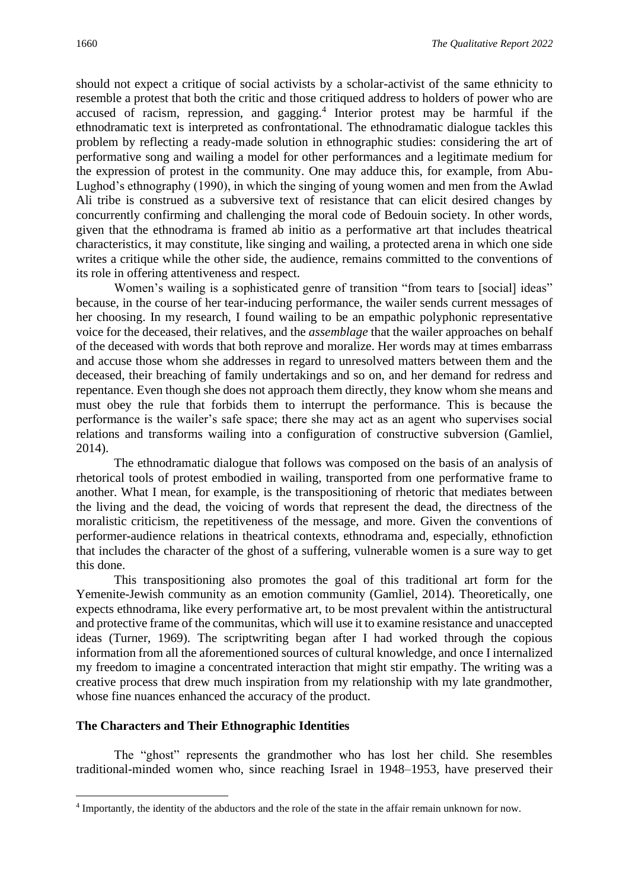should not expect a critique of social activists by a scholar-activist of the same ethnicity to resemble a protest that both the critic and those critiqued address to holders of power who are accused of racism, repression, and gagging.[4] Interior protest may be harmful if the ethnodramatic text is interpreted as confrontational. The ethnodramatic dialogue tackles this problem by reflecting a ready-made solution in ethnographic studies: considering the art of performative song and wailing a model for other performances and a legitimate medium for the expression of protest in the community. One may adduce this, for example, from Abu-Lughod's ethnography (1990), in which the singing of young women and men from the Awlad Ali tribe is construed as a subversive text of resistance that can elicit desired changes by concurrently confirming and challenging the moral code of Bedouin society. In other words, given that the ethnodrama is framed ab initio as a performative art that includes theatrical characteristics, it may constitute, like singing and wailing, a protected arena in which one side writes a critique while the other side, the audience, remains committed to the conventions of its role in offering attentiveness and respect.

Women's wailing is a sophisticated genre of transition "from tears to [social] ideas" because, in the course of her tear-inducing performance, the wailer sends current messages of her choosing. In my research, I found wailing to be an empathic polyphonic representative voice for the deceased, their relatives, and the *assemblage* that the wailer approaches on behalf of the deceased with words that both reprove and moralize. Her words may at times embarrass and accuse those whom she addresses in regard to unresolved matters between them and the deceased, their breaching of family undertakings and so on, and her demand for redress and repentance. Even though she does not approach them directly, they know whom she means and must obey the rule that forbids them to interrupt the performance. This is because the performance is the wailer's safe space; there she may act as an agent who supervises social relations and transforms wailing into a configuration of constructive subversion (Gamliel, 2014).

The ethnodramatic dialogue that follows was composed on the basis of an analysis of rhetorical tools of protest embodied in wailing, transported from one performative frame to another. What I mean, for example, is the transpositioning of rhetoric that mediates between the living and the dead, the voicing of words that represent the dead, the directness of the moralistic criticism, the repetitiveness of the message, and more. Given the conventions of performer-audience relations in theatrical contexts, ethnodrama and, especially, ethnofiction that includes the character of the ghost of a suffering, vulnerable women is a sure way to get this done.

This transpositioning also promotes the goal of this traditional art form for the Yemenite-Jewish community as an emotion community (Gamliel, 2014). Theoretically, one expects ethnodrama, like every performative art, to be most prevalent within the antistructural and protective frame of the communitas, which will use it to examine resistance and unaccepted ideas (Turner, 1969). The scriptwriting began after I had worked through the copious information from all the aforementioned sources of cultural knowledge, and once I internalized my freedom to imagine a concentrated interaction that might stir empathy. The writing was a creative process that drew much inspiration from my relationship with my late grandmother, whose fine nuances enhanced the accuracy of the product.

## The Characters and Their Ethnographic Identities

The "ghost" represents the grandmother who has lost her child. She resembles traditional-minded women who, since reaching Israel in 1948–1953, have preserved their

[4] Importantly, the identity of the abductors and the role of the state in the affair remain unknown for now.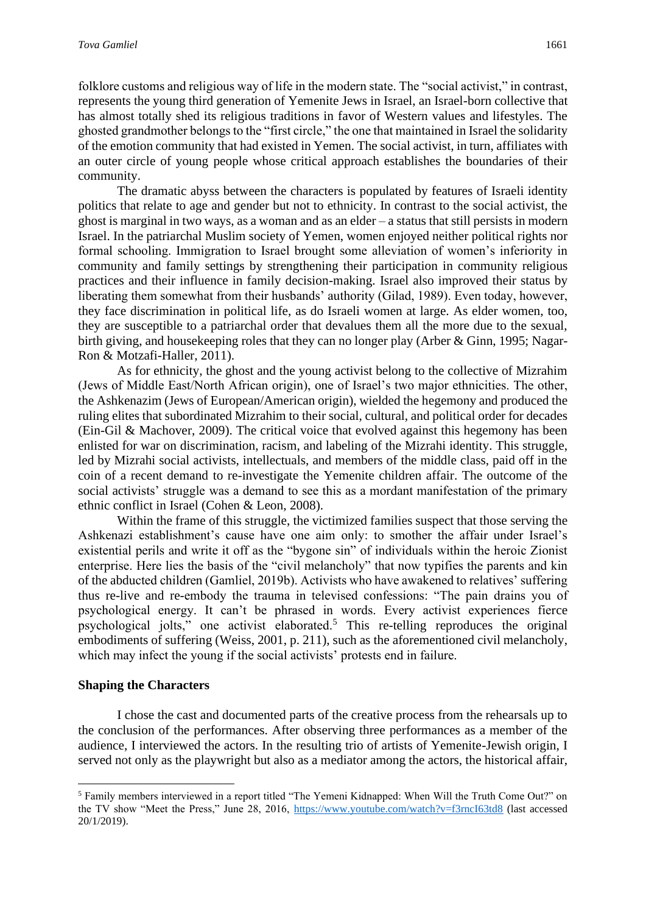folklore customs and religious way of life in the modern state. The "social activist," in contrast, represents the young third generation of Yemenite Jews in Israel, an Israel-born collective that has almost totally shed its religious traditions in favor of Western values and lifestyles. The ghosted grandmother belongs to the "first circle," the one that maintained in Israel the solidarity of the emotion community that had existed in Yemen. The social activist, in turn, affiliates with an outer circle of young people whose critical approach establishes the boundaries of their community.

The dramatic abyss between the characters is populated by features of Israeli identity politics that relate to age and gender but not to ethnicity. In contrast to the social activist, the ghost is marginal in two ways, as a woman and as an elder – a status that still persists in modern Israel. In the patriarchal Muslim society of Yemen, women enjoyed neither political rights nor formal schooling. Immigration to Israel brought some alleviation of women's inferiority in community and family settings by strengthening their participation in community religious practices and their influence in family decision-making. Israel also improved their status by liberating them somewhat from their husbands' authority (Gilad, 1989). Even today, however, they face discrimination in political life, as do Israeli women at large. As elder women, too, they are susceptible to a patriarchal order that devalues them all the more due to the sexual, birth giving, and housekeeping roles that they can no longer play (Arber & Ginn, 1995; Nagar-Ron & Motzafi-Haller, 2011).

As for ethnicity, the ghost and the young activist belong to the collective of Mizrahim (Jews of Middle East/North African origin), one of Israel's two major ethnicities. The other, the Ashkenazim (Jews of European/American origin), wielded the hegemony and produced the ruling elites that subordinated Mizrahim to their social, cultural, and political order for decades (Ein-Gil & Machover, 2009). The critical voice that evolved against this hegemony has been enlisted for war on discrimination, racism, and labeling of the Mizrahi identity. This struggle, led by Mizrahi social activists, intellectuals, and members of the middle class, paid off in the coin of a recent demand to re-investigate the Yemenite children affair. The outcome of the social activists' struggle was a demand to see this as a mordant manifestation of the primary ethnic conflict in Israel (Cohen & Leon, 2008).

Within the frame of this struggle, the victimized families suspect that those serving the Ashkenazi establishment's cause have one aim only: to smother the affair under Israel's existential perils and write it off as the "bygone sin" of individuals within the heroic Zionist enterprise. Here lies the basis of the "civil melancholy" that now typifies the parents and kin of the abducted children (Gamliel, 2019b). Activists who have awakened to relatives' suffering thus re-live and re-embody the trauma in televised confessions: "The pain drains you of psychological energy. It can't be phrased in words. Every activist experiences fierce psychological jolts," one activist elaborated.[5] This re-telling reproduces the original embodiments of suffering (Weiss, 2001, p. 211), such as the aforementioned civil melancholy, which may infect the young if the social activists' protests end in failure.

## Shaping the Characters

I chose the cast and documented parts of the creative process from the rehearsals up to the conclusion of the performances. After observing three performances as a member of the audience, I interviewed the actors. In the resulting trio of artists of Yemenite-Jewish origin, I served not only as the playwright but also as a mediator among the actors, the historical affair,

---

[5] Family members interviewed in a report titled "The Yemeni Kidnapped: When Will the Truth Come Out?" on the TV show "Meet the Press," June 28, 2016, https://www.youtube.com/watch?v=f3rncI63td8 (last accessed 20/1/2019).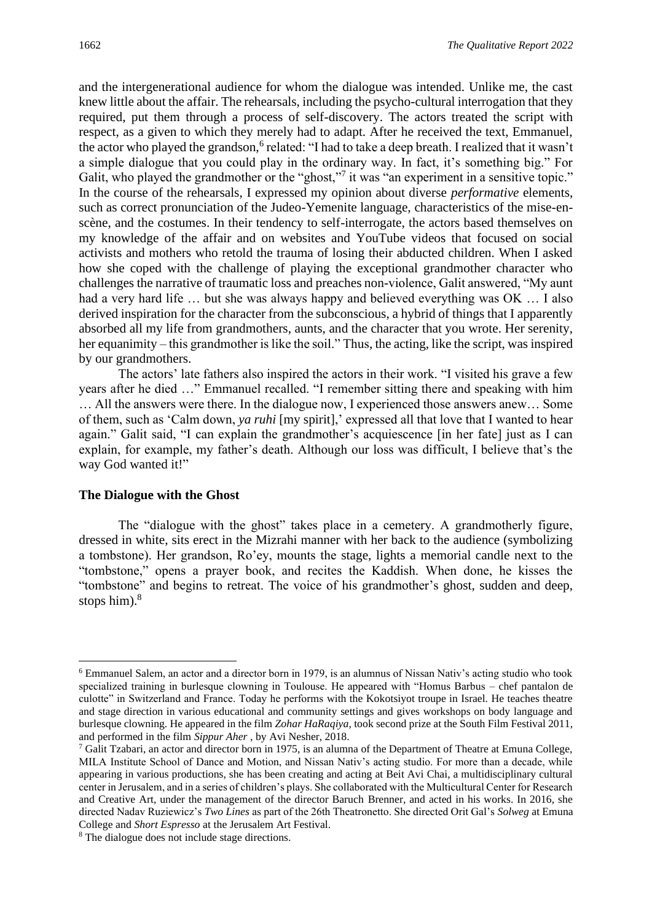and the intergenerational audience for whom the dialogue was intended. Unlike me, the cast knew little about the affair. The rehearsals, including the psycho-cultural interrogation that they required, put them through a process of self-discovery. The actors treated the script with respect, as a given to which they merely had to adapt. After he received the text, Emmanuel, the actor who played the grandson,[6] related: "I had to take a deep breath. I realized that it wasn't a simple dialogue that you could play in the ordinary way. In fact, it's something big." For Galit, who played the grandmother or the "ghost,"[7] it was "an experiment in a sensitive topic." In the course of the rehearsals, I expressed my opinion about diverse *performative* elements, such as correct pronunciation of the Judeo-Yemenite language, characteristics of the mise-en-scène, and the costumes. In their tendency to self-interrogate, the actors based themselves on my knowledge of the affair and on websites and YouTube videos that focused on social activists and mothers who retold the trauma of losing their abducted children. When I asked how she coped with the challenge of playing the exceptional grandmother character who challenges the narrative of traumatic loss and preaches non-violence, Galit answered, "My aunt had a very hard life … but she was always happy and believed everything was OK … I also derived inspiration for the character from the subconscious, a hybrid of things that I apparently absorbed all my life from grandmothers, aunts, and the character that you wrote. Her serenity, her equanimity – this grandmother is like the soil." Thus, the acting, like the script, was inspired by our grandmothers.

The actors' late fathers also inspired the actors in their work. "I visited his grave a few years after he died …" Emmanuel recalled. "I remember sitting there and speaking with him … All the answers were there. In the dialogue now, I experienced those answers anew… Some of them, such as 'Calm down, *ya ruhi* [my spirit],' expressed all that love that I wanted to hear again." Galit said, "I can explain the grandmother's acquiescence [in her fate] just as I can explain, for example, my father's death. Although our loss was difficult, I believe that's the way God wanted it!"

### The Dialogue with the Ghost

The "dialogue with the ghost" takes place in a cemetery. A grandmotherly figure, dressed in white, sits erect in the Mizrahi manner with her back to the audience (symbolizing a tombstone). Her grandson, Ro'ey, mounts the stage, lights a memorial candle next to the "tombstone," opens a prayer book, and recites the Kaddish. When done, he kisses the "tombstone" and begins to retreat. The voice of his grandmother's ghost, sudden and deep, stops him).[8]

---

[6] Emmanuel Salem, an actor and a director born in 1979, is an alumnus of Nissan Nativ's acting studio who took specialized training in burlesque clowning in Toulouse. He appeared with "Homus Barbus – chef pantalon de culotte" in Switzerland and France. Today he performs with the Kokotsiyot troupe in Israel. He teaches theatre and stage direction in various educational and community settings and gives workshops on body language and burlesque clowning. He appeared in the film *Zohar HaRaqiya,* took second prize at the South Film Festival 2011, and performed in the film *Sippur Aher* , by Avi Nesher, 2018.

[7] Galit Tzabari, an actor and director born in 1975, is an alumna of the Department of Theatre at Emuna College, MILA Institute School of Dance and Motion, and Nissan Nativ's acting studio. For more than a decade, while appearing in various productions, she has been creating and acting at Beit Avi Chai, a multidisciplinary cultural center in Jerusalem, and in a series of children's plays. She collaborated with the Multicultural Center for Research and Creative Art, under the management of the director Baruch Brenner, and acted in his works. In 2016, she directed Nadav Ruziewicz's *Two Lines* as part of the 26th Theatronetto. She directed Orit Gal's *Solweg* at Emuna College and *Short Espresso* at the Jerusalem Art Festival.

[8] The dialogue does not include stage directions.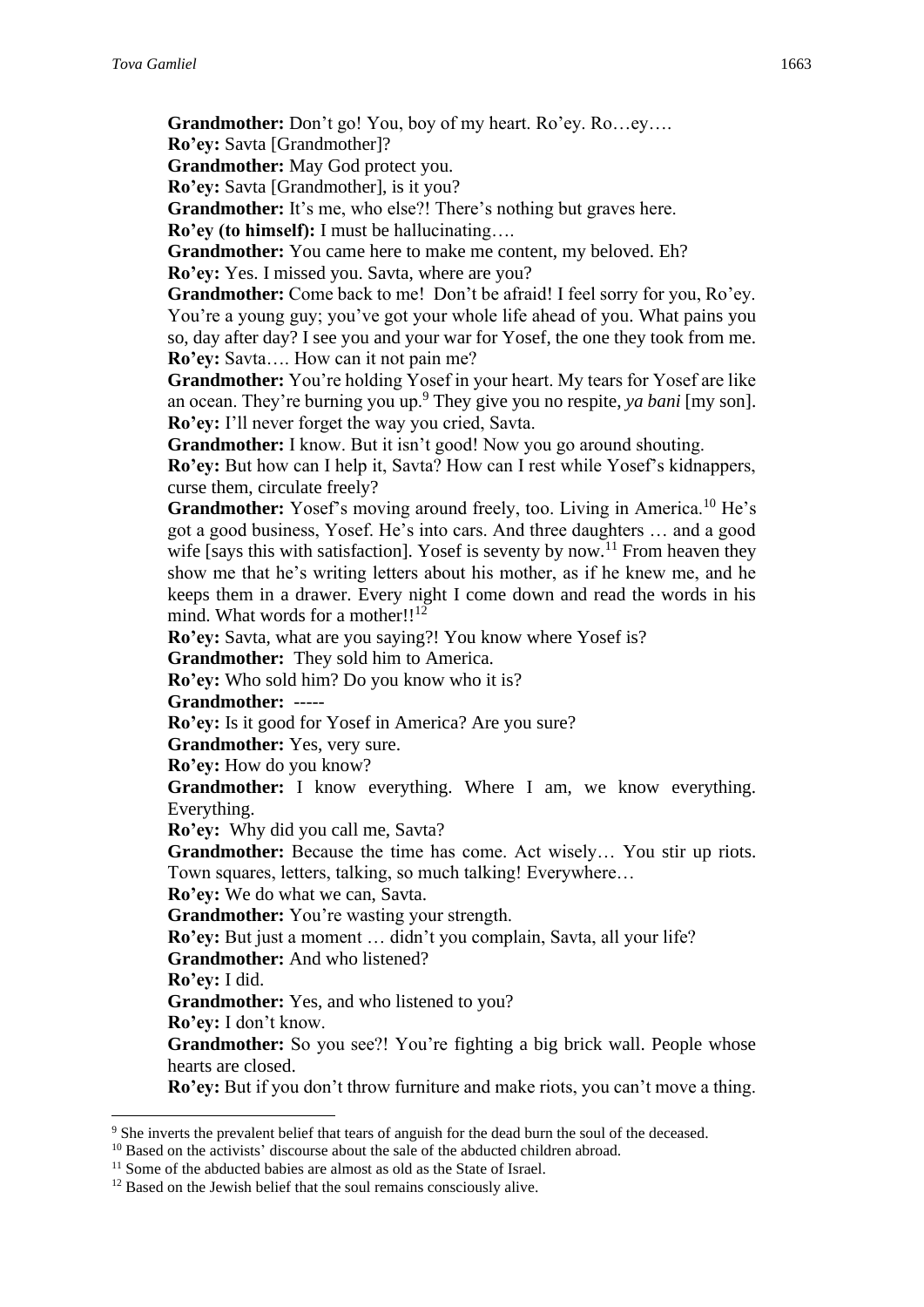**Grandmother:** Don't go! You, boy of my heart. Ro'ey. Ro…ey….

**Ro'ey:** Savta [Grandmother]?

**Grandmother:** May God protect you.

**Ro'ey:** Savta [Grandmother], is it you?

**Grandmother:** It's me, who else?! There's nothing but graves here.

**Ro'ey (to himself):** I must be hallucinating….

**Grandmother:** You came here to make me content, my beloved. Eh?

**Ro'ey:** Yes. I missed you. Savta, where are you?

**Grandmother:** Come back to me! Don't be afraid! I feel sorry for you, Ro'ey. You're a young guy; you've got your whole life ahead of you. What pains you so, day after day? I see you and your war for Yosef, the one they took from me.

**Ro'ey:** Savta…. How can it not pain me?

**Grandmother:** You're holding Yosef in your heart. My tears for Yosef are like an ocean. They're burning you up.[9] They give you no respite, *ya bani* [my son].

**Ro'ey:** I'll never forget the way you cried, Savta.

**Grandmother:** I know. But it isn't good! Now you go around shouting.

**Ro'ey:** But how can I help it, Savta? How can I rest while Yosef's kidnappers, curse them, circulate freely?

**Grandmother:** Yosef's moving around freely, too. Living in America.[10] He's got a good business, Yosef. He's into cars. And three daughters … and a good wife [says this with satisfaction]. Yosef is seventy by now.[11] From heaven they show me that he's writing letters about his mother, as if he knew me, and he keeps them in a drawer. Every night I come down and read the words in his mind. What words for a mother!![12]

**Ro'ey:** Savta, what are you saying?! You know where Yosef is?

**Grandmother:** They sold him to America.

**Ro'ey:** Who sold him? Do you know who it is?

**Grandmother:** -----

**Ro'ey:** Is it good for Yosef in America? Are you sure?

**Grandmother:** Yes, very sure.

**Ro'ey:** How do you know?

**Grandmother:** I know everything. Where I am, we know everything. Everything.

**Ro'ey:** Why did you call me, Savta?

**Grandmother:** Because the time has come. Act wisely… You stir up riots. Town squares, letters, talking, so much talking! Everywhere…

**Ro'ey:** We do what we can, Savta.

**Grandmother:** You're wasting your strength.

**Ro'ey:** But just a moment … didn't you complain, Savta, all your life?

**Grandmother:** And who listened?

**Ro'ey:** I did.

**Grandmother:** Yes, and who listened to you?

**Ro'ey:** I don't know.

**Grandmother:** So you see?! You're fighting a big brick wall. People whose hearts are closed.

**Ro'ey:** But if you don't throw furniture and make riots, you can't move a thing.

---

[9] She inverts the prevalent belief that tears of anguish for the dead burn the soul of the deceased.

[10] Based on the activists' discourse about the sale of the abducted children abroad.

[11] Some of the abducted babies are almost as old as the State of Israel.

[12] Based on the Jewish belief that the soul remains consciously alive.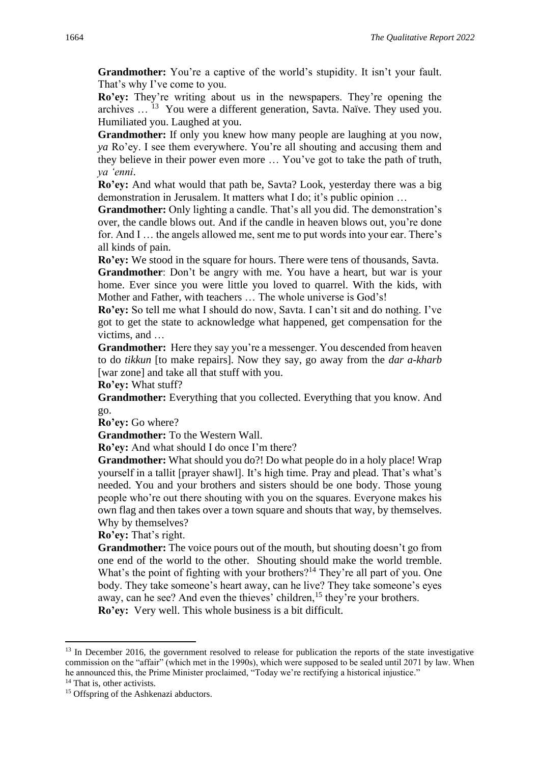**Grandmother:** You're a captive of the world's stupidity. It isn't your fault. That's why I've come to you.

**Ro'ey:** They're writing about us in the newspapers. They're opening the archives … [13] You were a different generation, Savta. Naïve. They used you. Humiliated you. Laughed at you.

**Grandmother:** If only you knew how many people are laughing at you now, *ya* Ro'ey. I see them everywhere. You're all shouting and accusing them and they believe in their power even more … You've got to take the path of truth, *ya 'enni*.

**Ro'ey:** And what would that path be, Savta? Look, yesterday there was a big demonstration in Jerusalem. It matters what I do; it's public opinion …

**Grandmother:** Only lighting a candle. That's all you did. The demonstration's over, the candle blows out. And if the candle in heaven blows out, you're done for. And I … the angels allowed me, sent me to put words into your ear. There's all kinds of pain.

**Ro'ey:** We stood in the square for hours. There were tens of thousands, Savta.

**Grandmother**: Don't be angry with me. You have a heart, but war is your home. Ever since you were little you loved to quarrel. With the kids, with Mother and Father, with teachers … The whole universe is God's!

**Ro'ey:** So tell me what I should do now, Savta. I can't sit and do nothing. I've got to get the state to acknowledge what happened, get compensation for the victims, and …

**Grandmother:** Here they say you're a messenger. You descended from heaven to do *tikkun* [to make repairs]. Now they say, go away from the *dar a-kharb* [war zone] and take all that stuff with you.

**Ro'ey:** What stuff?

**Grandmother:** Everything that you collected. Everything that you know. And go.

**Ro'ey:** Go where?

**Grandmother:** To the Western Wall.

**Ro'ey:** And what should I do once I'm there?

**Grandmother:** What should you do?! Do what people do in a holy place! Wrap yourself in a tallit [prayer shawl]. It's high time. Pray and plead. That's what's needed. You and your brothers and sisters should be one body. Those young people who're out there shouting with you on the squares. Everyone makes his own flag and then takes over a town square and shouts that way, by themselves. Why by themselves?

**Ro'ey:** That's right.

**Grandmother:** The voice pours out of the mouth, but shouting doesn't go from one end of the world to the other. Shouting should make the world tremble. What's the point of fighting with your brothers?[14] They're all part of you. One body. They take someone's heart away, can he live? They take someone's eyes away, can he see? And even the thieves' children,[15] they're your brothers.

**Ro'ey:** Very well. This whole business is a bit difficult.

---

[13] In December 2016, the government resolved to release for publication the reports of the state investigative commission on the "affair" (which met in the 1990s), which were supposed to be sealed until 2071 by law. When he announced this, the Prime Minister proclaimed, "Today we're rectifying a historical injustice."

[14] That is, other activists.

[15] Offspring of the Ashkenazi abductors.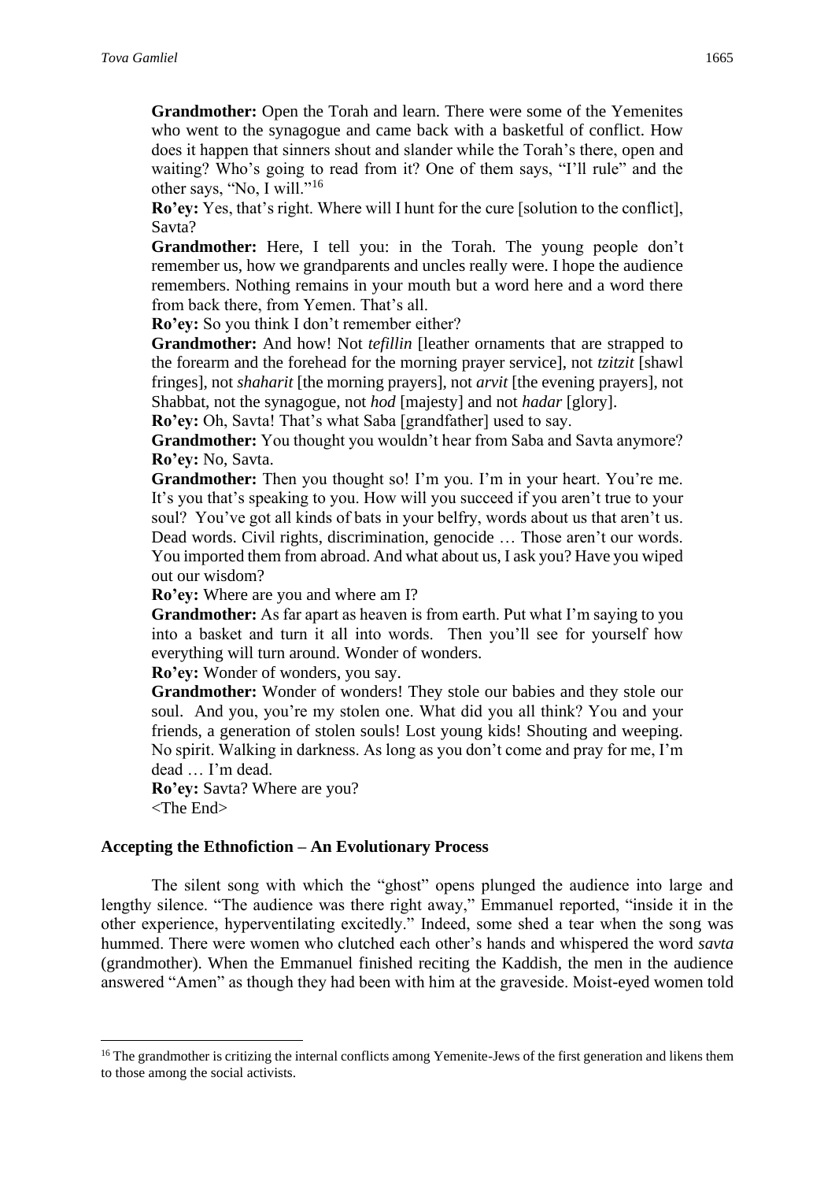**Grandmother:** Open the Torah and learn. There were some of the Yemenites who went to the synagogue and came back with a basketful of conflict. How does it happen that sinners shout and slander while the Torah's there, open and waiting? Who's going to read from it? One of them says, "I'll rule" and the other says, "No, I will."[16]

**Ro'ey:** Yes, that's right. Where will I hunt for the cure [solution to the conflict], Savta?

**Grandmother:** Here, I tell you: in the Torah. The young people don't remember us, how we grandparents and uncles really were. I hope the audience remembers. Nothing remains in your mouth but a word here and a word there from back there, from Yemen. That's all.

**Ro'ey:** So you think I don't remember either?

**Grandmother:** And how! Not *tefillin* [leather ornaments that are strapped to the forearm and the forehead for the morning prayer service], not *tzitzit* [shawl fringes], not *shaharit* [the morning prayers], not *arvit* [the evening prayers], not Shabbat, not the synagogue, not *hod* [majesty] and not *hadar* [glory].

**Ro'ey:** Oh, Savta! That's what Saba [grandfather] used to say.

**Grandmother:** You thought you wouldn't hear from Saba and Savta anymore?

**Ro'ey:** No, Savta.

**Grandmother:** Then you thought so! I'm you. I'm in your heart. You're me. It's you that's speaking to you. How will you succeed if you aren't true to your soul? You've got all kinds of bats in your belfry, words about us that aren't us. Dead words. Civil rights, discrimination, genocide … Those aren't our words. You imported them from abroad. And what about us, I ask you? Have you wiped out our wisdom?

**Ro'ey:** Where are you and where am I?

**Grandmother:** As far apart as heaven is from earth. Put what I'm saying to you into a basket and turn it all into words. Then you'll see for yourself how everything will turn around. Wonder of wonders.

**Ro'ey:** Wonder of wonders, you say.

**Grandmother:** Wonder of wonders! They stole our babies and they stole our soul. And you, you're my stolen one. What did you all think? You and your friends, a generation of stolen souls! Lost young kids! Shouting and weeping. No spirit. Walking in darkness. As long as you don't come and pray for me, I'm dead … I'm dead.

**Ro'ey:** Savta? Where are you?

<The End>

## Accepting the Ethnofiction – An Evolutionary Process

The silent song with which the "ghost" opens plunged the audience into large and lengthy silence. "The audience was there right away," Emmanuel reported, "inside it in the other experience, hyperventilating excitedly." Indeed, some shed a tear when the song was hummed. There were women who clutched each other's hands and whispered the word *savta* (grandmother). When the Emmanuel finished reciting the Kaddish, the men in the audience answered "Amen" as though they had been with him at the graveside. Moist-eyed women told

[16] The grandmother is critizing the internal conflicts among Yemenite-Jews of the first generation and likens them to those among the social activists.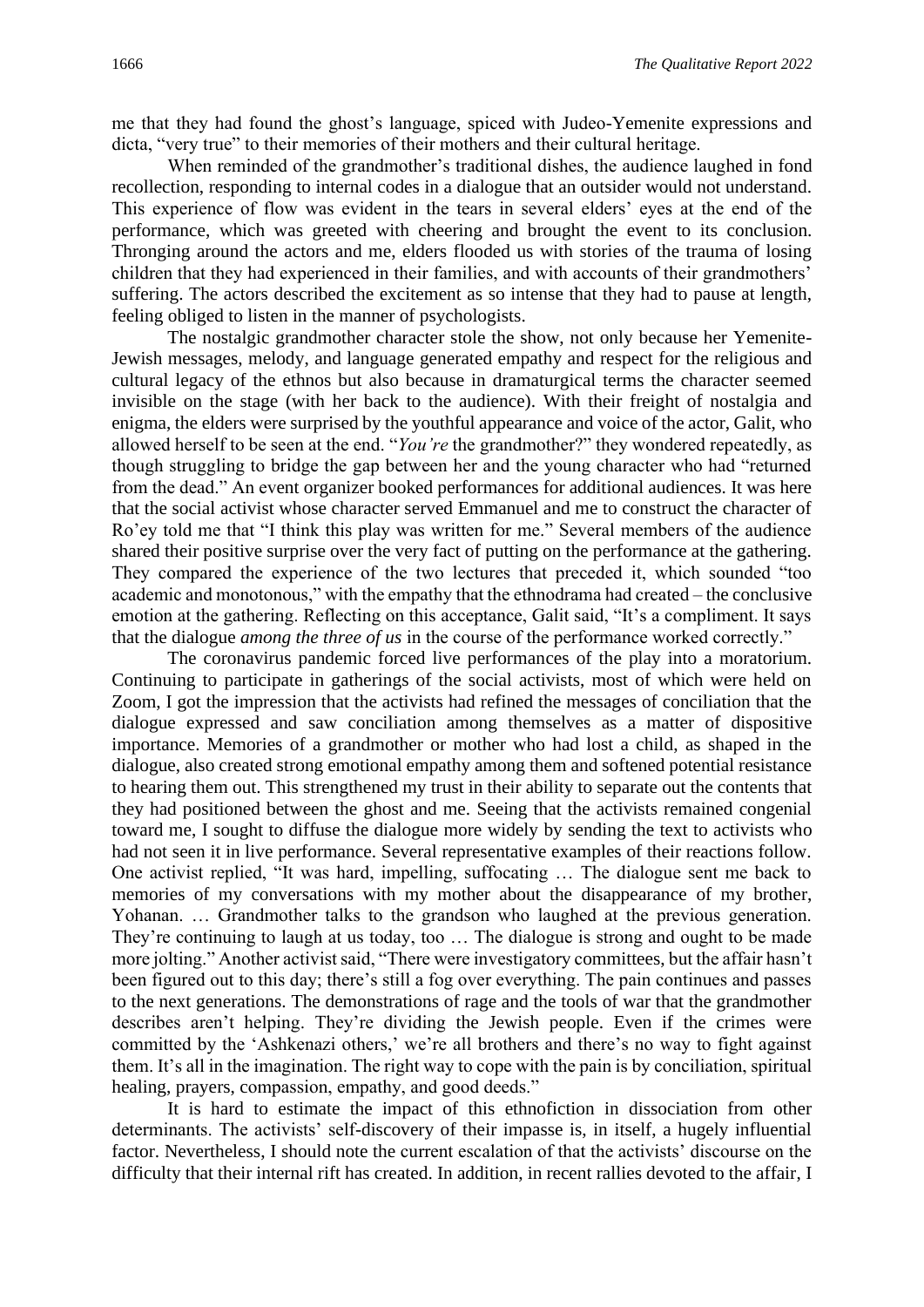me that they had found the ghost's language, spiced with Judeo-Yemenite expressions and dicta, "very true" to their memories of their mothers and their cultural heritage.

When reminded of the grandmother's traditional dishes, the audience laughed in fond recollection, responding to internal codes in a dialogue that an outsider would not understand. This experience of flow was evident in the tears in several elders' eyes at the end of the performance, which was greeted with cheering and brought the event to its conclusion. Thronging around the actors and me, elders flooded us with stories of the trauma of losing children that they had experienced in their families, and with accounts of their grandmothers' suffering. The actors described the excitement as so intense that they had to pause at length, feeling obliged to listen in the manner of psychologists.

The nostalgic grandmother character stole the show, not only because her Yemenite-Jewish messages, melody, and language generated empathy and respect for the religious and cultural legacy of the ethnos but also because in dramaturgical terms the character seemed invisible on the stage (with her back to the audience). With their freight of nostalgia and enigma, the elders were surprised by the youthful appearance and voice of the actor, Galit, who allowed herself to be seen at the end. "*You're* the grandmother?" they wondered repeatedly, as though struggling to bridge the gap between her and the young character who had "returned from the dead." An event organizer booked performances for additional audiences. It was here that the social activist whose character served Emmanuel and me to construct the character of Ro'ey told me that "I think this play was written for me." Several members of the audience shared their positive surprise over the very fact of putting on the performance at the gathering. They compared the experience of the two lectures that preceded it, which sounded "too academic and monotonous," with the empathy that the ethnodrama had created – the conclusive emotion at the gathering. Reflecting on this acceptance, Galit said, "It's a compliment. It says that the dialogue *among the three of us* in the course of the performance worked correctly."

The coronavirus pandemic forced live performances of the play into a moratorium. Continuing to participate in gatherings of the social activists, most of which were held on Zoom, I got the impression that the activists had refined the messages of conciliation that the dialogue expressed and saw conciliation among themselves as a matter of dispositive importance. Memories of a grandmother or mother who had lost a child, as shaped in the dialogue, also created strong emotional empathy among them and softened potential resistance to hearing them out. This strengthened my trust in their ability to separate out the contents that they had positioned between the ghost and me. Seeing that the activists remained congenial toward me, I sought to diffuse the dialogue more widely by sending the text to activists who had not seen it in live performance. Several representative examples of their reactions follow. One activist replied, "It was hard, impelling, suffocating … The dialogue sent me back to memories of my conversations with my mother about the disappearance of my brother, Yohanan. … Grandmother talks to the grandson who laughed at the previous generation. They're continuing to laugh at us today, too … The dialogue is strong and ought to be made more jolting." Another activist said, "There were investigatory committees, but the affair hasn't been figured out to this day; there's still a fog over everything. The pain continues and passes to the next generations. The demonstrations of rage and the tools of war that the grandmother describes aren't helping. They're dividing the Jewish people. Even if the crimes were committed by the 'Ashkenazi others,' we're all brothers and there's no way to fight against them. It's all in the imagination. The right way to cope with the pain is by conciliation, spiritual healing, prayers, compassion, empathy, and good deeds."

It is hard to estimate the impact of this ethnofiction in dissociation from other determinants. The activists' self-discovery of their impasse is, in itself, a hugely influential factor. Nevertheless, I should note the current escalation of that the activists' discourse on the difficulty that their internal rift has created. In addition, in recent rallies devoted to the affair, I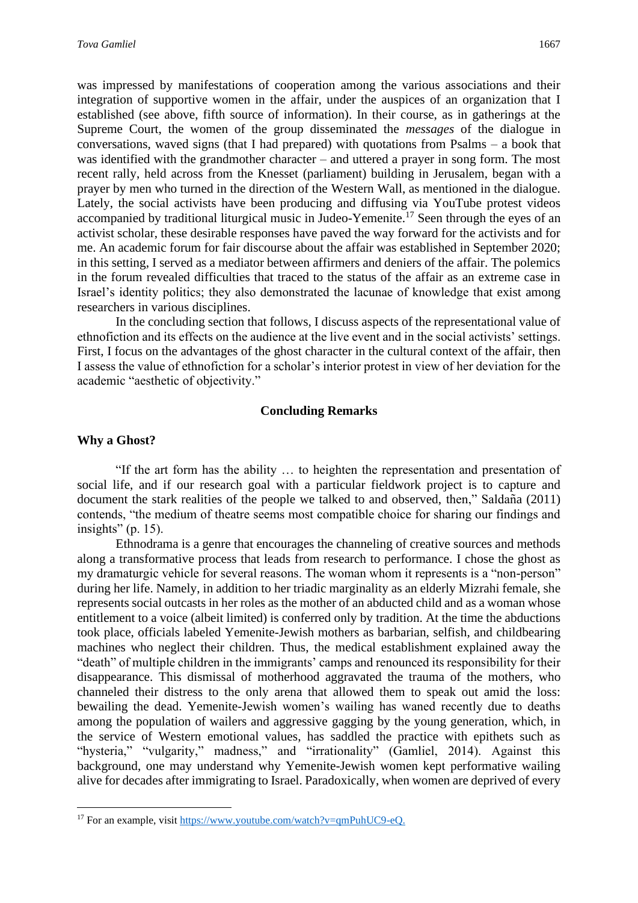was impressed by manifestations of cooperation among the various associations and their integration of supportive women in the affair, under the auspices of an organization that I established (see above, fifth source of information). In their course, as in gatherings at the Supreme Court, the women of the group disseminated the *messages* of the dialogue in conversations, waved signs (that I had prepared) with quotations from Psalms – a book that was identified with the grandmother character – and uttered a prayer in song form. The most recent rally, held across from the Knesset (parliament) building in Jerusalem, began with a prayer by men who turned in the direction of the Western Wall, as mentioned in the dialogue. Lately, the social activists have been producing and diffusing via YouTube protest videos accompanied by traditional liturgical music in Judeo-Yemenite.[17] Seen through the eyes of an activist scholar, these desirable responses have paved the way forward for the activists and for me. An academic forum for fair discourse about the affair was established in September 2020; in this setting, I served as a mediator between affirmers and deniers of the affair. The polemics in the forum revealed difficulties that traced to the status of the affair as an extreme case in Israel's identity politics; they also demonstrated the lacunae of knowledge that exist among researchers in various disciplines.

In the concluding section that follows, I discuss aspects of the representational value of ethnofiction and its effects on the audience at the live event and in the social activists' settings. First, I focus on the advantages of the ghost character in the cultural context of the affair, then I assess the value of ethnofiction for a scholar's interior protest in view of her deviation for the academic "aesthetic of objectivity."

## Concluding Remarks

### Why a Ghost?

"If the art form has the ability … to heighten the representation and presentation of social life, and if our research goal with a particular fieldwork project is to capture and document the stark realities of the people we talked to and observed, then," Saldaña (2011) contends, "the medium of theatre seems most compatible choice for sharing our findings and insights" (p. 15).

Ethnodrama is a genre that encourages the channeling of creative sources and methods along a transformative process that leads from research to performance. I chose the ghost as my dramaturgic vehicle for several reasons. The woman whom it represents is a "non-person" during her life. Namely, in addition to her triadic marginality as an elderly Mizrahi female, she represents social outcasts in her roles as the mother of an abducted child and as a woman whose entitlement to a voice (albeit limited) is conferred only by tradition. At the time the abductions took place, officials labeled Yemenite-Jewish mothers as barbarian, selfish, and childbearing machines who neglect their children. Thus, the medical establishment explained away the "death" of multiple children in the immigrants' camps and renounced its responsibility for their disappearance. This dismissal of motherhood aggravated the trauma of the mothers, who channeled their distress to the only arena that allowed them to speak out amid the loss: bewailing the dead. Yemenite-Jewish women's wailing has waned recently due to deaths among the population of wailers and aggressive gagging by the young generation, which, in the service of Western emotional values, has saddled the practice with epithets such as "hysteria," "vulgarity," madness," and "irrationality" (Gamliel, 2014). Against this background, one may understand why Yemenite-Jewish women kept performative wailing alive for decades after immigrating to Israel. Paradoxically, when women are deprived of every

[17] For an example, visit https://www.youtube.com/watch?v=qmPuhUC9-eQ.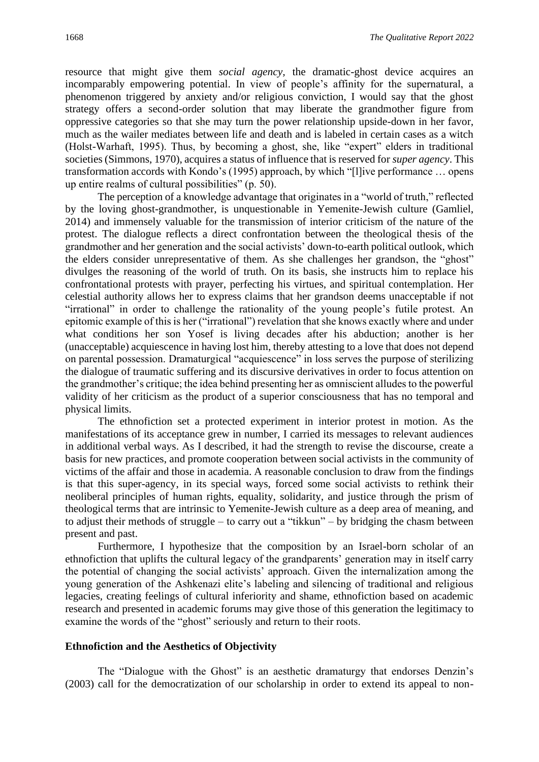resource that might give them *social agency*, the dramatic-ghost device acquires an incomparably empowering potential. In view of people's affinity for the supernatural, a phenomenon triggered by anxiety and/or religious conviction, I would say that the ghost strategy offers a second-order solution that may liberate the grandmother figure from oppressive categories so that she may turn the power relationship upside-down in her favor, much as the wailer mediates between life and death and is labeled in certain cases as a witch (Holst-Warhaft, 1995). Thus, by becoming a ghost, she, like "expert" elders in traditional societies (Simmons, 1970), acquires a status of influence that is reserved for *super agency*. This transformation accords with Kondo's (1995) approach, by which "[l]ive performance … opens up entire realms of cultural possibilities" (p. 50).

The perception of a knowledge advantage that originates in a "world of truth," reflected by the loving ghost-grandmother, is unquestionable in Yemenite-Jewish culture (Gamliel, 2014) and immensely valuable for the transmission of interior criticism of the nature of the protest. The dialogue reflects a direct confrontation between the theological thesis of the grandmother and her generation and the social activists' down-to-earth political outlook, which the elders consider unrepresentative of them. As she challenges her grandson, the "ghost" divulges the reasoning of the world of truth. On its basis, she instructs him to replace his confrontational protests with prayer, perfecting his virtues, and spiritual contemplation. Her celestial authority allows her to express claims that her grandson deems unacceptable if not "irrational" in order to challenge the rationality of the young people's futile protest. An epitomic example of this is her ("irrational") revelation that she knows exactly where and under what conditions her son Yosef is living decades after his abduction; another is her (unacceptable) acquiescence in having lost him, thereby attesting to a love that does not depend on parental possession. Dramaturgical "acquiescence" in loss serves the purpose of sterilizing the dialogue of traumatic suffering and its discursive derivatives in order to focus attention on the grandmother's critique; the idea behind presenting her as omniscient alludes to the powerful validity of her criticism as the product of a superior consciousness that has no temporal and physical limits.

The ethnofiction set a protected experiment in interior protest in motion. As the manifestations of its acceptance grew in number, I carried its messages to relevant audiences in additional verbal ways. As I described, it had the strength to revise the discourse, create a basis for new practices, and promote cooperation between social activists in the community of victims of the affair and those in academia. A reasonable conclusion to draw from the findings is that this super-agency, in its special ways, forced some social activists to rethink their neoliberal principles of human rights, equality, solidarity, and justice through the prism of theological terms that are intrinsic to Yemenite-Jewish culture as a deep area of meaning, and to adjust their methods of struggle – to carry out a "tikkun" – by bridging the chasm between present and past.

Furthermore, I hypothesize that the composition by an Israel-born scholar of an ethnofiction that uplifts the cultural legacy of the grandparents' generation may in itself carry the potential of changing the social activists' approach. Given the internalization among the young generation of the Ashkenazi elite's labeling and silencing of traditional and religious legacies, creating feelings of cultural inferiority and shame, ethnofiction based on academic research and presented in academic forums may give those of this generation the legitimacy to examine the words of the "ghost" seriously and return to their roots.

### Ethnofiction and the Aesthetics of Objectivity

The "Dialogue with the Ghost" is an aesthetic dramaturgy that endorses Denzin's (2003) call for the democratization of our scholarship in order to extend its appeal to non-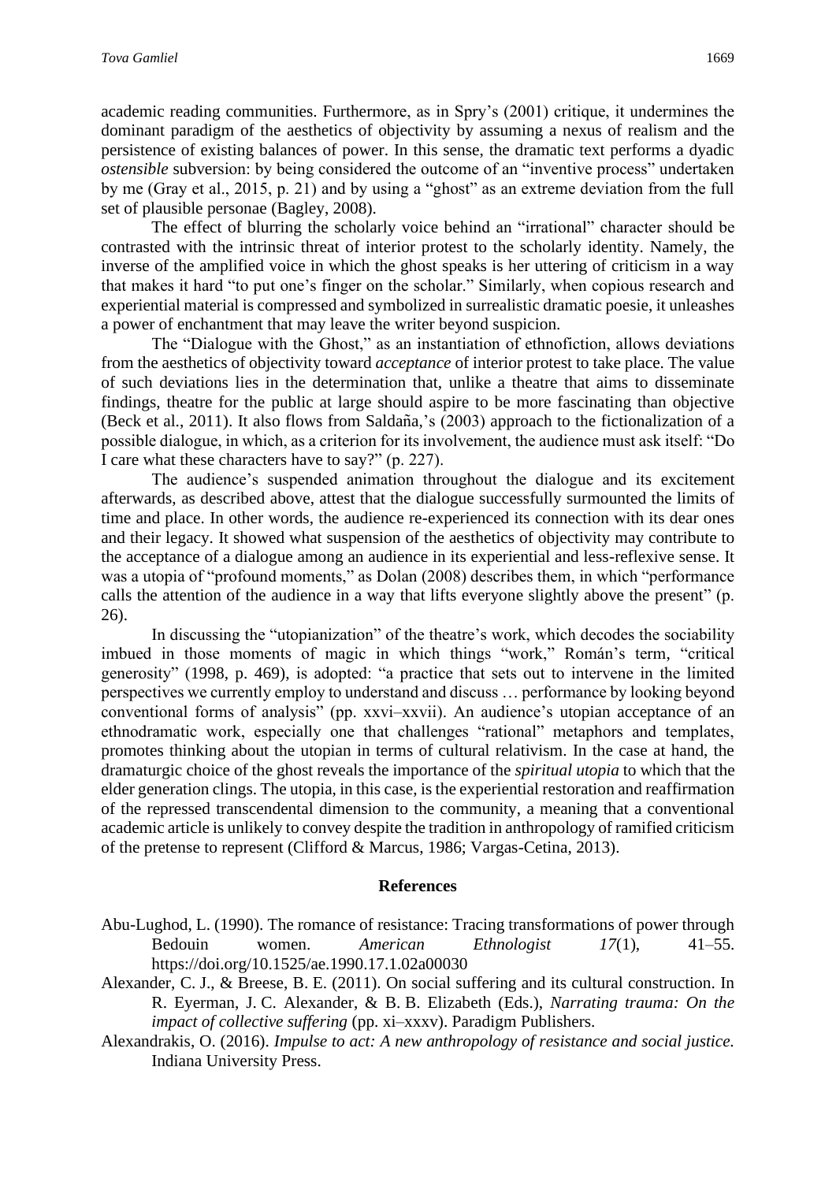academic reading communities. Furthermore, as in Spry's (2001) critique, it undermines the dominant paradigm of the aesthetics of objectivity by assuming a nexus of realism and the persistence of existing balances of power. In this sense, the dramatic text performs a dyadic *ostensible* subversion: by being considered the outcome of an "inventive process" undertaken by me (Gray et al., 2015, p. 21) and by using a "ghost" as an extreme deviation from the full set of plausible personae (Bagley, 2008).

The effect of blurring the scholarly voice behind an "irrational" character should be contrasted with the intrinsic threat of interior protest to the scholarly identity. Namely, the inverse of the amplified voice in which the ghost speaks is her uttering of criticism in a way that makes it hard "to put one's finger on the scholar." Similarly, when copious research and experiential material is compressed and symbolized in surrealistic dramatic poesie, it unleashes a power of enchantment that may leave the writer beyond suspicion.

The "Dialogue with the Ghost," as an instantiation of ethnofiction, allows deviations from the aesthetics of objectivity toward *acceptance* of interior protest to take place. The value of such deviations lies in the determination that, unlike a theatre that aims to disseminate findings, theatre for the public at large should aspire to be more fascinating than objective (Beck et al., 2011). It also flows from Saldaña,'s (2003) approach to the fictionalization of a possible dialogue, in which, as a criterion for its involvement, the audience must ask itself: "Do I care what these characters have to say?" (p. 227).

The audience's suspended animation throughout the dialogue and its excitement afterwards, as described above, attest that the dialogue successfully surmounted the limits of time and place. In other words, the audience re-experienced its connection with its dear ones and their legacy. It showed what suspension of the aesthetics of objectivity may contribute to the acceptance of a dialogue among an audience in its experiential and less-reflexive sense. It was a utopia of "profound moments," as Dolan (2008) describes them, in which "performance calls the attention of the audience in a way that lifts everyone slightly above the present" (p. 26).

In discussing the "utopianization" of the theatre's work, which decodes the sociability imbued in those moments of magic in which things "work," Román's term, "critical generosity" (1998, p. 469), is adopted: "a practice that sets out to intervene in the limited perspectives we currently employ to understand and discuss … performance by looking beyond conventional forms of analysis" (pp. xxvi–xxvii). An audience's utopian acceptance of an ethnodramatic work, especially one that challenges "rational" metaphors and templates, promotes thinking about the utopian in terms of cultural relativism. In the case at hand, the dramaturgic choice of the ghost reveals the importance of the *spiritual utopia* to which that the elder generation clings. The utopia, in this case, is the experiential restoration and reaffirmation of the repressed transcendental dimension to the community, a meaning that a conventional academic article is unlikely to convey despite the tradition in anthropology of ramified criticism of the pretense to represent (Clifford & Marcus, 1986; Vargas-Cetina, 2013).

## References

Abu-Lughod, L. (1990). The romance of resistance: Tracing transformations of power through Bedouin women. *American Ethnologist 17*(1), 41–55. https://doi.org/10.1525/ae.1990.17.1.02a00030

Alexander, C. J., & Breese, B. E. (2011). On social suffering and its cultural construction. In R. Eyerman, J. C. Alexander, & B. B. Elizabeth (Eds.), *Narrating trauma: On the impact of collective suffering* (pp. xi–xxxv). Paradigm Publishers.

Alexandrakis, O. (2016). *Impulse to act: A new anthropology of resistance and social justice.* Indiana University Press.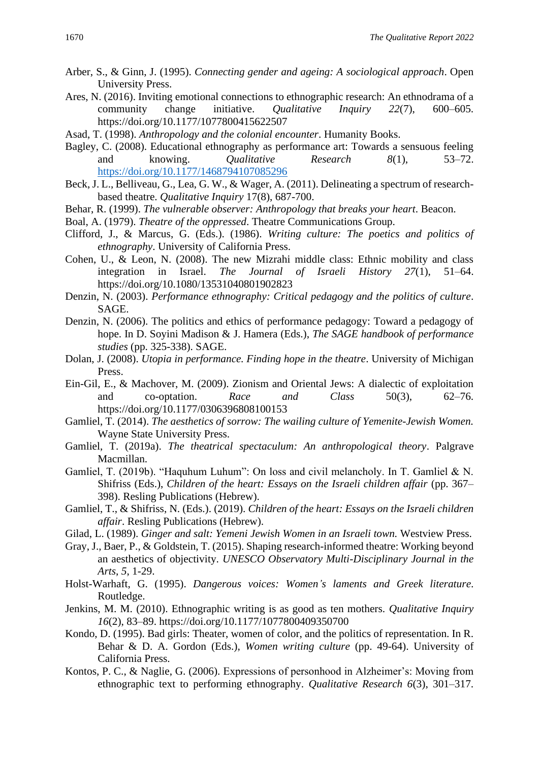Arber, S., & Ginn, J. (1995). *Connecting gender and ageing: A sociological approach*. Open University Press.

Ares, N. (2016). Inviting emotional connections to ethnographic research: An ethnodrama of a community change initiative. *Qualitative Inquiry 22*(7), 600–605. https://doi.org/10.1177/1077800415622507

Asad, T. (1998). *Anthropology and the colonial encounter*. Humanity Books.

Bagley, C. (2008). Educational ethnography as performance art: Towards a sensuous feeling and knowing. *Qualitative Research 8*(1), 53–72. https://doi.org/10.1177/1468794107085296

Beck, J. L., Belliveau, G., Lea, G. W., & Wager, A. (2011). Delineating a spectrum of research-based theatre. *Qualitative Inquiry* 17(8), 687-700.

Behar, R. (1999). *The vulnerable observer: Anthropology that breaks your heart*. Beacon.

Boal, A. (1979). *Theatre of the oppressed*. Theatre Communications Group.

Clifford, J., & Marcus, G. (Eds.). (1986). *Writing culture: The poetics and politics of ethnography*. University of California Press.

Cohen, U., & Leon, N. (2008). The new Mizrahi middle class: Ethnic mobility and class integration in Israel. *The Journal of Israeli History 27*(1), 51–64. https://doi.org/10.1080/13531040801902823

Denzin, N. (2003). *Performance ethnography: Critical pedagogy and the politics of culture*. SAGE.

Denzin, N. (2006). The politics and ethics of performance pedagogy: Toward a pedagogy of hope. In D. Soyini Madison & J. Hamera (Eds.), *The SAGE handbook of performance studies* (pp. 325-338). SAGE.

Dolan, J. (2008). *Utopia in performance. Finding hope in the theatre*. University of Michigan Press.

Ein-Gil, E., & Machover, M. (2009). Zionism and Oriental Jews: A dialectic of exploitation and co-optation. *Race and Class* 50(3), 62–76. https://doi.org/10.1177/0306396808100153

Gamliel, T. (2014). *The aesthetics of sorrow: The wailing culture of Yemenite-Jewish Women.* Wayne State University Press.

Gamliel, T. (2019a). *The theatrical spectaculum: An anthropological theory*. Palgrave Macmillan.

Gamliel, T. (2019b). "Haquhum Luhum": On loss and civil melancholy. In T. Gamliel & N. Shifriss (Eds.), *Children of the heart: Essays on the Israeli children affair* (pp. 367–398). Resling Publications (Hebrew).

Gamliel, T., & Shifriss, N. (Eds.). (2019). *Children of the heart: Essays on the Israeli children affair*. Resling Publications (Hebrew).

Gilad, L. (1989). *Ginger and salt: Yemeni Jewish Women in an Israeli town.* Westview Press.

Gray, J., Baer, P., & Goldstein, T. (2015). Shaping research-informed theatre: Working beyond an aesthetics of objectivity. *UNESCO Observatory Multi-Disciplinary Journal in the Arts*, *5*, 1-29.

Holst-Warhaft, G. (1995). *Dangerous voices: Women's laments and Greek literature*. Routledge.

Jenkins, M. M. (2010). Ethnographic writing is as good as ten mothers. *Qualitative Inquiry 16*(2), 83–89. https://doi.org/10.1177/1077800409350700

Kondo, D. (1995). Bad girls: Theater, women of color, and the politics of representation. In R. Behar & D. A. Gordon (Eds.), *Women writing culture* (pp. 49-64). University of California Press.

Kontos, P. C., & Naglie, G. (2006). Expressions of personhood in Alzheimer's: Moving from ethnographic text to performing ethnography. *Qualitative Research 6*(3), 301–317.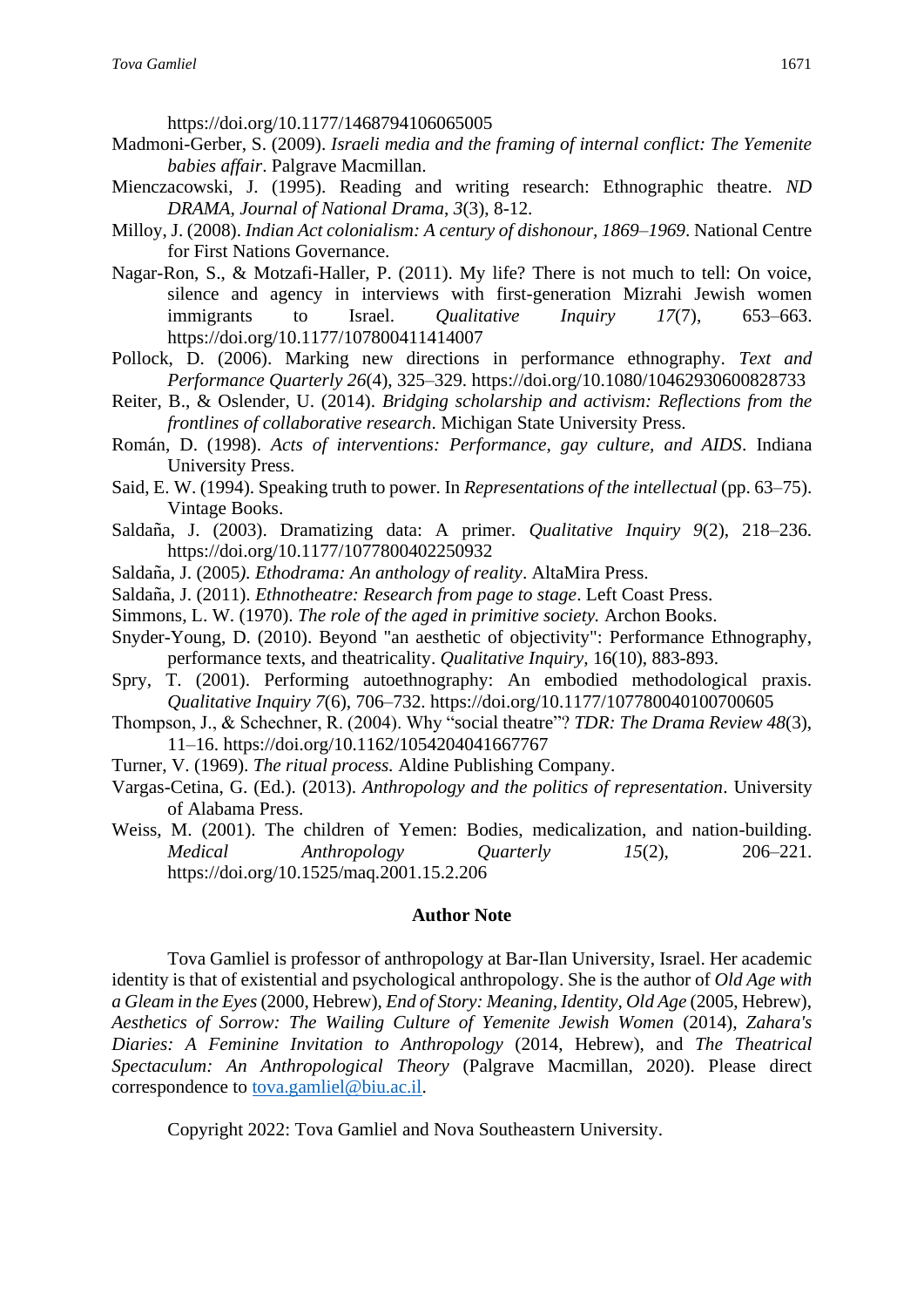https://doi.org/10.1177/1468794106065005

Madmoni-Gerber, S. (2009). *Israeli media and the framing of internal conflict: The Yemenite babies affair*. Palgrave Macmillan.

Mienczacowski, J. (1995). Reading and writing research: Ethnographic theatre. *ND DRAMA, Journal of National Drama*, *3*(3), 8-12.

Milloy, J. (2008). *Indian Act colonialism: A century of dishonour, 1869–1969*. National Centre for First Nations Governance.

Nagar-Ron, S., & Motzafi-Haller, P. (2011). My life? There is not much to tell: On voice, silence and agency in interviews with first-generation Mizrahi Jewish women immigrants to Israel. *Qualitative Inquiry 17*(7), 653–663. https://doi.org/10.1177/107800411414007

Pollock, D. (2006). Marking new directions in performance ethnography. *Text and Performance Quarterly 26*(4), 325–329. https://doi.org/10.1080/10462930600828733

Reiter, B., & Oslender, U. (2014). *Bridging scholarship and activism: Reflections from the frontlines of collaborative research*. Michigan State University Press.

Román, D. (1998). *Acts of interventions: Performance, gay culture, and AIDS*. Indiana University Press.

Said, E. W. (1994). Speaking truth to power. In *Representations of the intellectual* (pp. 63–75). Vintage Books.

Saldaña, J. (2003). Dramatizing data: A primer. *Qualitative Inquiry 9*(2), 218–236. https://doi.org/10.1177/1077800402250932

Saldaña, J. (2005*). Ethodrama: An anthology of reality*. AltaMira Press.

Saldaña, J. (2011). *Ethnotheatre: Research from page to stage*. Left Coast Press.

Simmons, L. W. (1970). *The role of the aged in primitive society.* Archon Books.

Snyder-Young, D. (2010). Beyond "an aesthetic of objectivity": Performance Ethnography, performance texts, and theatricality. *Qualitative Inquiry*, 16(10), 883-893.

Spry, T. (2001). Performing autoethnography: An embodied methodological praxis. *Qualitative Inquiry 7*(6), 706–732. https://doi.org/10.1177/107780040100700605

Thompson, J., & Schechner, R. (2004). Why "social theatre"? *TDR: The Drama Review 48*(3), 11–16. https://doi.org/10.1162/1054204041667767

Turner, V. (1969). *The ritual process.* Aldine Publishing Company.

Vargas-Cetina, G. (Ed.). (2013). *Anthropology and the politics of representation*. University of Alabama Press.

Weiss, M. (2001). The children of Yemen: Bodies, medicalization, and nation-building. *Medical Anthropology Quarterly 15*(2), 206–221. https://doi.org/10.1525/maq.2001.15.2.206

## Author Note

Tova Gamliel is professor of anthropology at Bar-Ilan University, Israel. Her academic identity is that of existential and psychological anthropology. She is the author of *Old Age with a Gleam in the Eyes* (2000, Hebrew), *End of Story: Meaning, Identity, Old Age* (2005, Hebrew), *Aesthetics of Sorrow: The Wailing Culture of Yemenite Jewish Women* (2014), *Zahara's Diaries: A Feminine Invitation to Anthropology* (2014, Hebrew), and *The Theatrical Spectaculum: An Anthropological Theory* (Palgrave Macmillan, 2020). Please direct correspondence to tova.gamliel@biu.ac.il.

Copyright 2022: Tova Gamliel and Nova Southeastern University.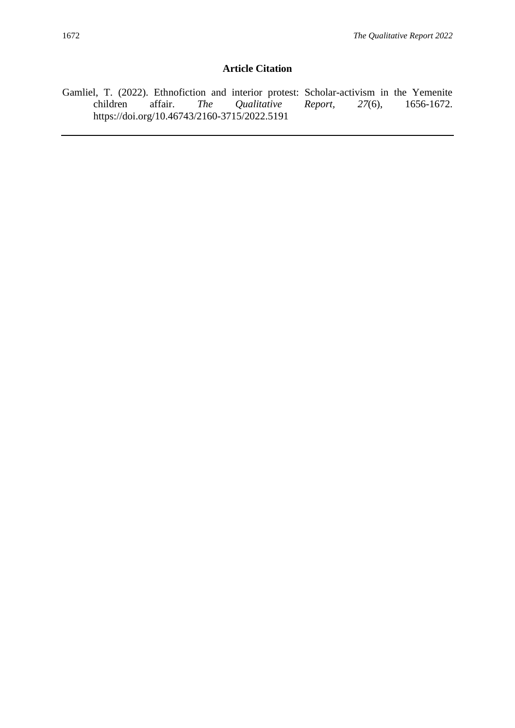## Article Citation

Gamliel, T. (2022). Ethnofiction and interior protest: Scholar-activism in the Yemenite children affair. *The Qualitative Report*, *27*(6), 1656-1672. https://doi.org/10.46743/2160-3715/2022.5191